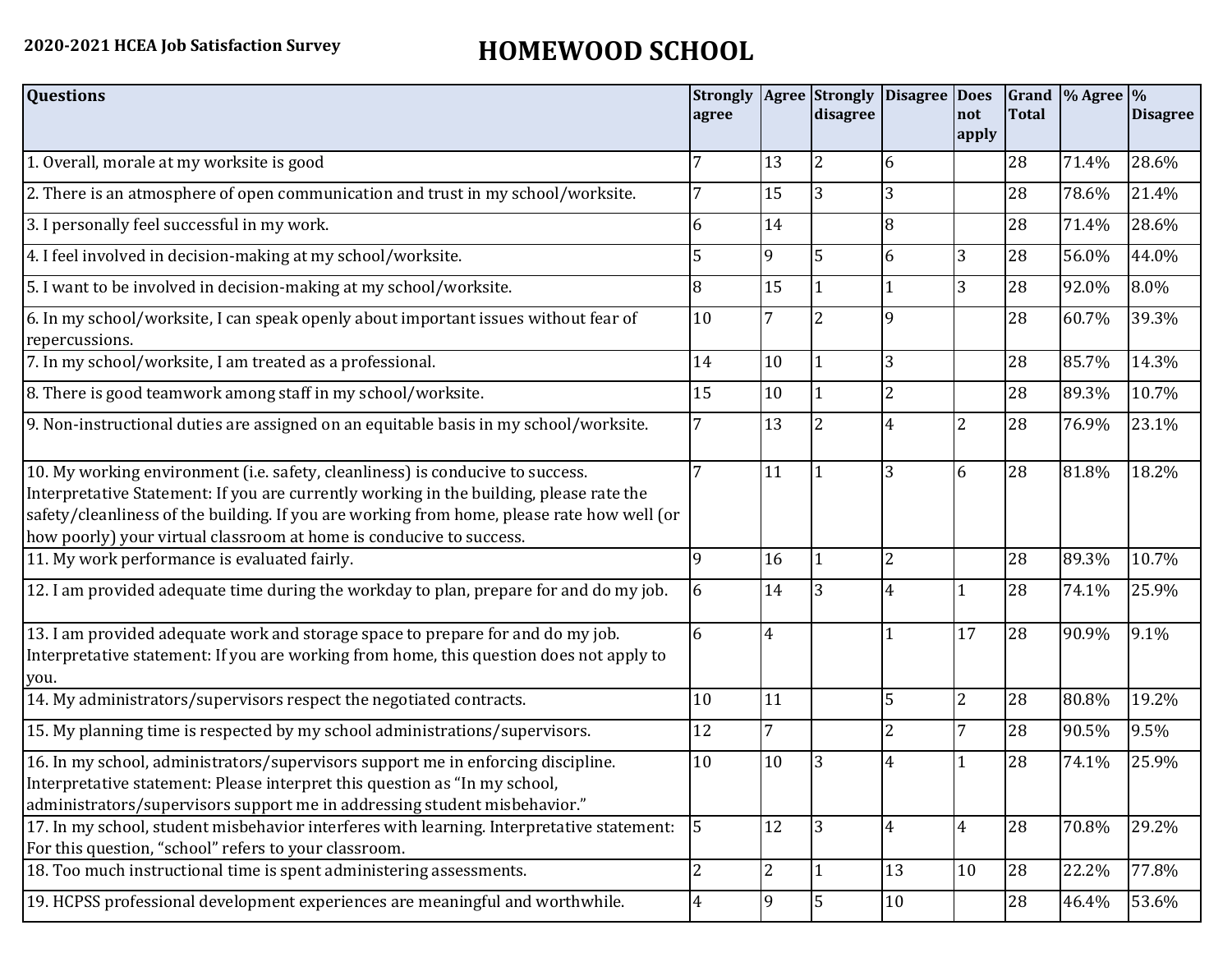**2020-2021 HCEA Job Satisfaction Survey**

# HOMEWOOD SCHOOL

| Questions | Strongly agree | Agree | Strongly disagree | Disagree | Does not apply | Grand Total | % Agree | % Disagree |
|---|---|---|---|---|---|---|---|---|
| 1. Overall, morale at my worksite is good | 7 | 13 | 2 | 6 | | 28 | 71.4% | 28.6% |
| 2. There is an atmosphere of open communication and trust in my school/worksite. | 7 | 15 | 3 | 3 | | 28 | 78.6% | 21.4% |
| 3. I personally feel successful in my work. | 6 | 14 | | 8 | | 28 | 71.4% | 28.6% |
| 4. I feel involved in decision-making at my school/worksite. | 5 | 9 | 5 | 6 | 3 | 28 | 56.0% | 44.0% |
| 5. I want to be involved in decision-making at my school/worksite. | 8 | 15 | 1 | 1 | 3 | 28 | 92.0% | 8.0% |
| 6. In my school/worksite, I can speak openly about important issues without fear of repercussions. | 10 | 7 | 2 | 9 | | 28 | 60.7% | 39.3% |
| 7. In my school/worksite, I am treated as a professional. | 14 | 10 | 1 | 3 | | 28 | 85.7% | 14.3% |
| 8. There is good teamwork among staff in my school/worksite. | 15 | 10 | 1 | 2 | | 28 | 89.3% | 10.7% |
| 9. Non-instructional duties are assigned on an equitable basis in my school/worksite. | 7 | 13 | 2 | 4 | 2 | 28 | 76.9% | 23.1% |
| 10. My working environment (i.e. safety, cleanliness) is conducive to success. Interpretative Statement: If you are currently working in the building, please rate the safety/cleanliness of the building. If you are working from home, please rate how well (or how poorly) your virtual classroom at home is conducive to success. | 7 | 11 | 1 | 3 | 6 | 28 | 81.8% | 18.2% |
| 11. My work performance is evaluated fairly. | 9 | 16 | 1 | 2 | | 28 | 89.3% | 10.7% |
| 12. I am provided adequate time during the workday to plan, prepare for and do my job. | 6 | 14 | 3 | 4 | 1 | 28 | 74.1% | 25.9% |
| 13. I am provided adequate work and storage space to prepare for and do my job. Interpretative statement: If you are working from home, this question does not apply to you. | 6 | 4 | | 1 | 17 | 28 | 90.9% | 9.1% |
| 14. My administrators/supervisors respect the negotiated contracts. | 10 | 11 | | 5 | 2 | 28 | 80.8% | 19.2% |
| 15. My planning time is respected by my school administrations/supervisors. | 12 | 7 | | 2 | 7 | 28 | 90.5% | 9.5% |
| 16. In my school, administrators/supervisors support me in enforcing discipline. Interpretative statement: Please interpret this question as "In my school, administrators/supervisors support me in addressing student misbehavior." | 10 | 10 | 3 | 4 | 1 | 28 | 74.1% | 25.9% |
| 17. In my school, student misbehavior interferes with learning. Interpretative statement: For this question, "school" refers to your classroom. | 5 | 12 | 3 | 4 | 4 | 28 | 70.8% | 29.2% |
| 18. Too much instructional time is spent administering assessments. | 2 | 2 | 1 | 13 | 10 | 28 | 22.2% | 77.8% |
| 19. HCPSS professional development experiences are meaningful and worthwhile. | 4 | 9 | 5 | 10 | | 28 | 46.4% | 53.6% |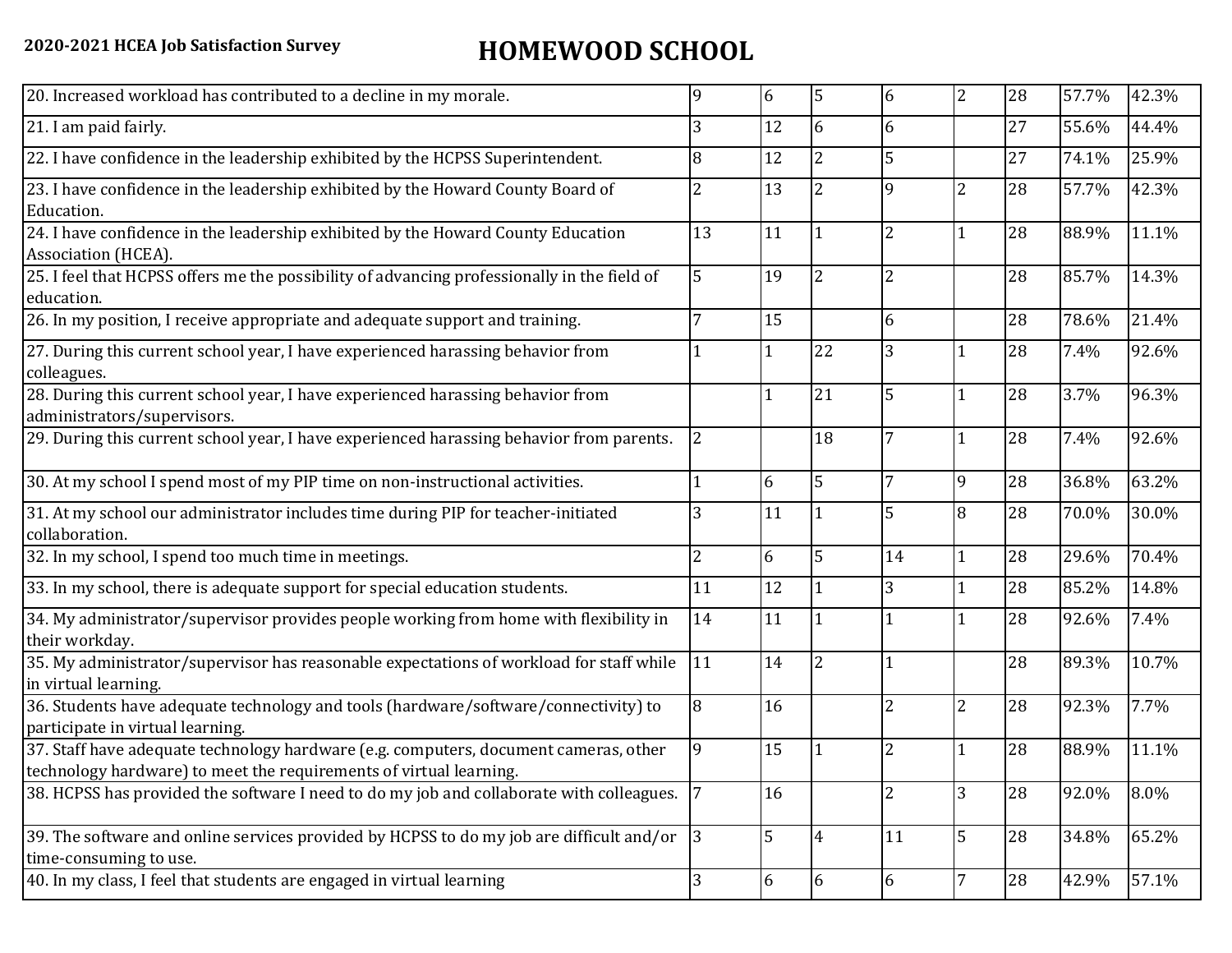**2020-2021 HCEA Job Satisfaction Survey**

# HOMEWOOD SCHOOL

| | | | | | | | | |
|---|---|---|---|---|---|---|---|---|
| 20. Increased workload has contributed to a decline in my morale. | 9 | 6 | 5 | 6 | 2 | 28 | 57.7% | 42.3% |
| 21. I am paid fairly. | 3 | 12 | 6 | 6 | | 27 | 55.6% | 44.4% |
| 22. I have confidence in the leadership exhibited by the HCPSS Superintendent. | 8 | 12 | 2 | 5 | | 27 | 74.1% | 25.9% |
| 23. I have confidence in the leadership exhibited by the Howard County Board of Education. | 2 | 13 | 2 | 9 | 2 | 28 | 57.7% | 42.3% |
| 24. I have confidence in the leadership exhibited by the Howard County Education Association (HCEA). | 13 | 11 | 1 | 2 | 1 | 28 | 88.9% | 11.1% |
| 25. I feel that HCPSS offers me the possibility of advancing professionally in the field of education. | 5 | 19 | 2 | 2 | | 28 | 85.7% | 14.3% |
| 26. In my position, I receive appropriate and adequate support and training. | 7 | 15 | | 6 | | 28 | 78.6% | 21.4% |
| 27. During this current school year, I have experienced harassing behavior from colleagues. | 1 | 1 | 22 | 3 | 1 | 28 | 7.4% | 92.6% |
| 28. During this current school year, I have experienced harassing behavior from administrators/supervisors. | | 1 | 21 | 5 | 1 | 28 | 3.7% | 96.3% |
| 29. During this current school year, I have experienced harassing behavior from parents. | 2 | | 18 | 7 | 1 | 28 | 7.4% | 92.6% |
| 30. At my school I spend most of my PIP time on non-instructional activities. | 1 | 6 | 5 | 7 | 9 | 28 | 36.8% | 63.2% |
| 31. At my school our administrator includes time during PIP for teacher-initiated collaboration. | 3 | 11 | 1 | 5 | 8 | 28 | 70.0% | 30.0% |
| 32. In my school, I spend too much time in meetings. | 2 | 6 | 5 | 14 | 1 | 28 | 29.6% | 70.4% |
| 33. In my school, there is adequate support for special education students. | 11 | 12 | 1 | 3 | 1 | 28 | 85.2% | 14.8% |
| 34. My administrator/supervisor provides people working from home with flexibility in their workday. | 14 | 11 | 1 | 1 | 1 | 28 | 92.6% | 7.4% |
| 35. My administrator/supervisor has reasonable expectations of workload for staff while in virtual learning. | 11 | 14 | 2 | 1 | | 28 | 89.3% | 10.7% |
| 36. Students have adequate technology and tools (hardware/software/connectivity) to participate in virtual learning. | 8 | 16 | | 2 | 2 | 28 | 92.3% | 7.7% |
| 37. Staff have adequate technology hardware (e.g. computers, document cameras, other technology hardware) to meet the requirements of virtual learning. | 9 | 15 | 1 | 2 | 1 | 28 | 88.9% | 11.1% |
| 38. HCPSS has provided the software I need to do my job and collaborate with colleagues. | 7 | 16 | | 2 | 3 | 28 | 92.0% | 8.0% |
| 39. The software and online services provided by HCPSS to do my job are difficult and/or time-consuming to use. | 3 | 5 | 4 | 11 | 5 | 28 | 34.8% | 65.2% |
| 40. In my class, I feel that students are engaged in virtual learning | 3 | 6 | 6 | 6 | 7 | 28 | 42.9% | 57.1% |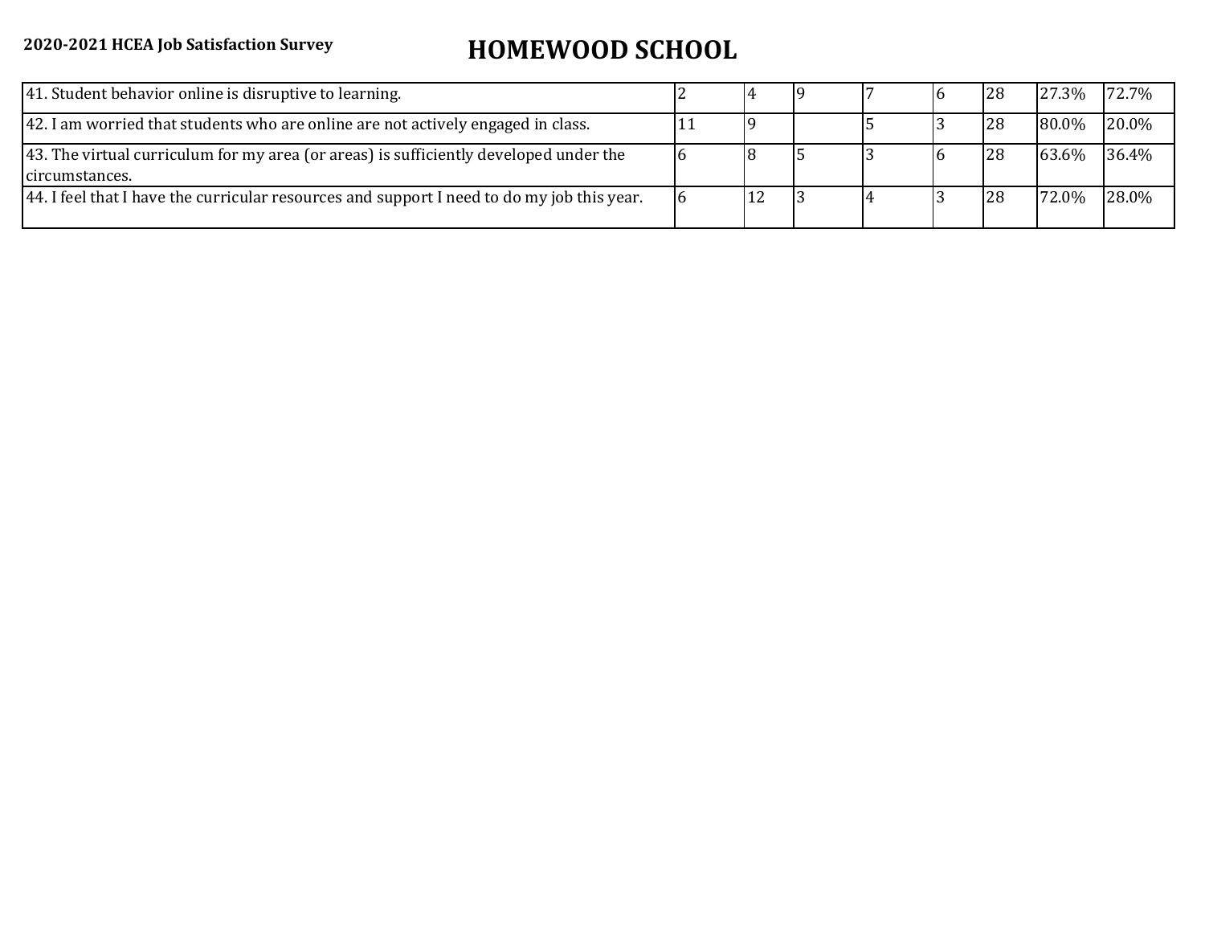2020-2021 HCEA Job Satisfaction Survey

# HOMEWOOD SCHOOL

| | | | | | | | | |
|---|---|---|---|---|---|---|---|---|
| 41. Student behavior online is disruptive to learning. | 2 | 4 | 9 | 7 | 6 | 28 | 27.3% | 72.7% |
| 42. I am worried that students who are online are not actively engaged in class. | 11 | 9 | | 5 | 3 | 28 | 80.0% | 20.0% |
| 43. The virtual curriculum for my area (or areas) is sufficiently developed under the circumstances. | 6 | 8 | 5 | 3 | 6 | 28 | 63.6% | 36.4% |
| 44. I feel that I have the curricular resources and support I need to do my job this year. | 6 | 12 | 3 | 4 | 3 | 28 | 72.0% | 28.0% |